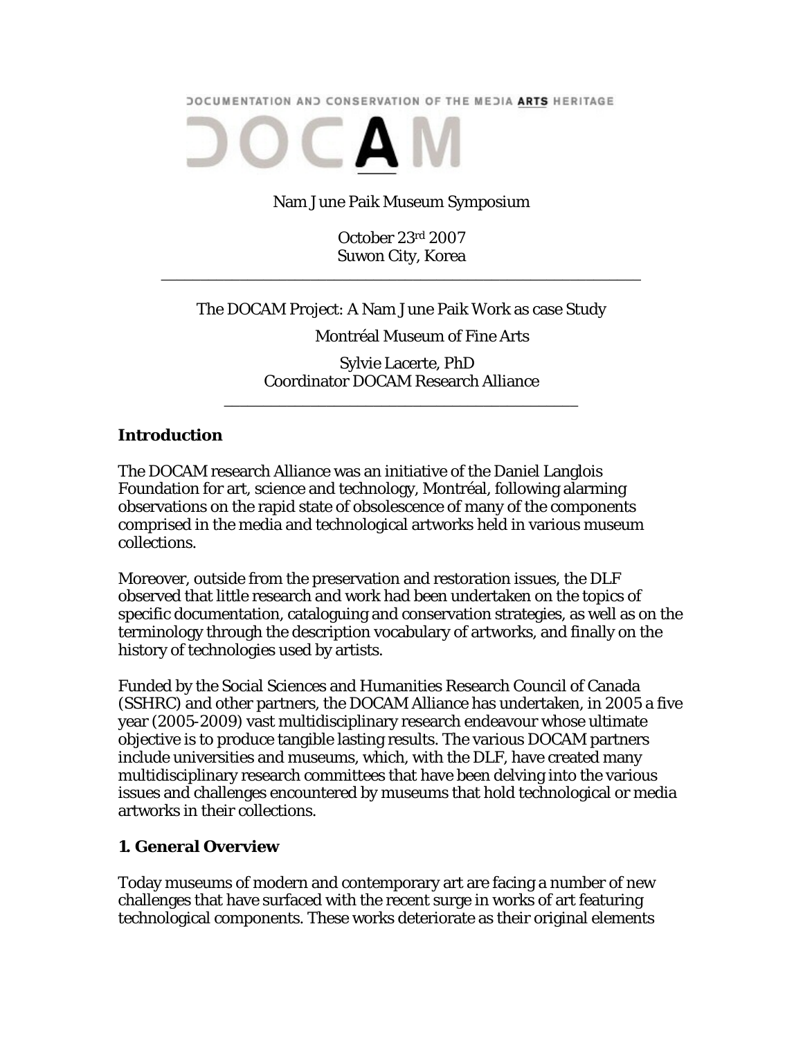DOCUMENTATION AND CONSERVATION OF THE MEDIA ARTS HERITAGE

DOCAM

Nam June Paik Museum Symposium

October 23rd 2007
Suwon City, Korea

---

The DOCAM Project: A Nam June Paik Work as case Study

Montréal Museum of Fine Arts

Sylvie Lacerte, PhD
Coordinator DOCAM Research Alliance

---

## Introduction

The DOCAM research Alliance was an initiative of the Daniel Langlois Foundation for art, science and technology, Montréal, following alarming observations on the rapid state of obsolescence of many of the components comprised in the media and technological artworks held in various museum collections.

Moreover, outside from the preservation and restoration issues, the DLF observed that little research and work had been undertaken on the topics of specific documentation, cataloguing and conservation strategies, as well as on the terminology through the description vocabulary of artworks, and finally on the history of technologies used by artists.

Funded by the Social Sciences and Humanities Research Council of Canada (SSHRC) and other partners, the DOCAM Alliance has undertaken, in 2005 a five year (2005-2009) vast multidisciplinary research endeavour whose ultimate objective is to produce tangible lasting results. The various DOCAM partners include universities and museums, which, with the DLF, have created many multidisciplinary research committees that have been delving into the various issues and challenges encountered by museums that hold technological or media artworks in their collections.

## 1. General Overview

Today museums of modern and contemporary art are facing a number of new challenges that have surfaced with the recent surge in works of art featuring technological components. These works deteriorate as their original elements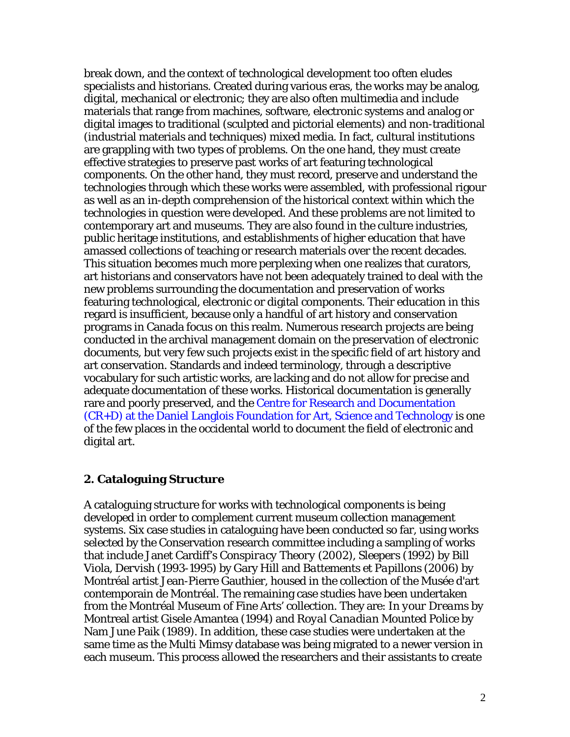break down, and the context of technological development too often eludes specialists and historians. Created during various eras, the works may be analog, digital, mechanical or electronic; they are also often multimedia and include materials that range from machines, software, electronic systems and analog or digital images to traditional (sculpted and pictorial elements) and non-traditional (industrial materials and techniques) mixed media. In fact, cultural institutions are grappling with two types of problems. On the one hand, they must create effective strategies to preserve past works of art featuring technological components. On the other hand, they must record, preserve and understand the technologies through which these works were assembled, with professional rigour as well as an in-depth comprehension of the historical context within which the technologies in question were developed. And these problems are not limited to contemporary art and museums. They are also found in the culture industries, public heritage institutions, and establishments of higher education that have amassed collections of teaching or research materials over the recent decades. This situation becomes much more perplexing when one realizes that curators, art historians and conservators have not been adequately trained to deal with the new problems surrounding the documentation and preservation of works featuring technological, electronic or digital components. Their education in this regard is insufficient, because only a handful of art history and conservation programs in Canada focus on this realm. Numerous research projects are being conducted in the archival management domain on the preservation of electronic documents, but very few such projects exist in the specific field of art history and art conservation. Standards and indeed terminology, through a descriptive vocabulary for such artistic works, are lacking and do not allow for precise and adequate documentation of these works. Historical documentation is generally rare and poorly preserved, and the Centre for Research and Documentation (CR+D) at the Daniel Langlois Foundation for Art, Science and Technology is one of the few places in the occidental world to document the field of electronic and digital art.

### 2. Cataloguing Structure

A cataloguing structure for works with technological components is being developed in order to complement current museum collection management systems. Six case studies in cataloguing have been conducted so far, using works selected by the Conservation research committee including a sampling of works that include Janet Cardiff's *Conspiracy Theory* (2002), *Sleepers* (1992) by Bill Viola, *Dervish* (1993-1995) by Gary Hill and *Battements et Papillons* (2006) by Montréal artist Jean-Pierre Gauthier, housed in the collection of the Musée d'art contemporain de Montréal. The remaining case studies have been undertaken from the Montréal Museum of Fine Arts' collection. They are: *In your Dreams* by Montreal artist Gisele Amantea (1994) and *Royal Canadian Mounted Police* by Nam June Paik (1989). In addition, these case studies were undertaken at the same time as the Multi Mimsy database was being migrated to a newer version in each museum. This process allowed the researchers and their assistants to create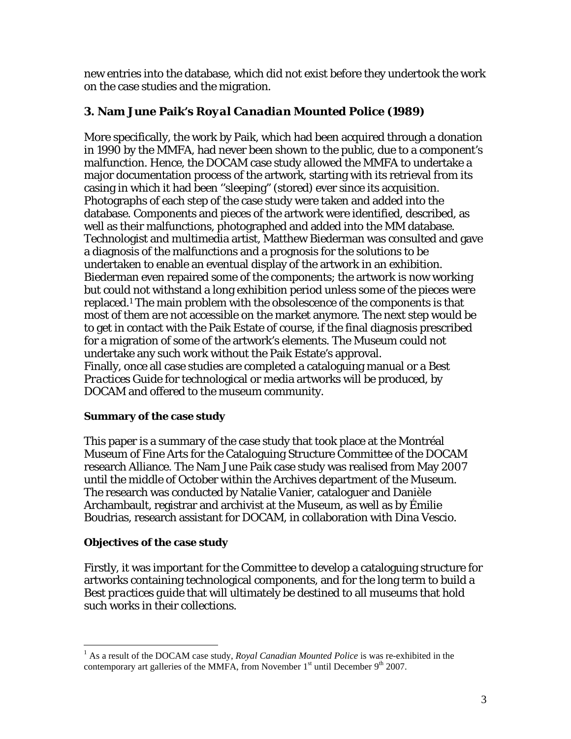new entries into the database, which did not exist before they undertook the work on the case studies and the migration.

### 3. Nam June Paik's *Royal Canadian* Mounted Police (1989)

More specifically, the work by Paik, which had been acquired through a donation in 1990 by the MMFA, had never been shown to the public, due to a component's malfunction. Hence, the DOCAM case study allowed the MMFA to undertake a major documentation process of the artwork, starting with its retrieval from its casing in which it had been ''sleeping" (stored) ever since its acquisition. Photographs of each step of the case study were taken and added into the database. Components and pieces of the artwork were identified, described, as well as their malfunctions, photographed and added into the MM database. Technologist and multimedia artist, Matthew Biederman was consulted and gave a diagnosis of the malfunctions and a prognosis for the solutions to be undertaken to enable an eventual display of the artwork in an exhibition. Biederman even repaired some of the components; the artwork is now working but could not withstand a long exhibition period unless some of the pieces were replaced.[1] The main problem with the obsolescence of the components is that most of them are not accessible on the market anymore. The next step would be to get in contact with the Paik Estate of course, if the final diagnosis prescribed for a migration of some of the artwork's elements. The Museum could not undertake any such work without the Paik Estate's approval.
Finally, once all case studies are completed a cataloguing manual or a *Best Practices Guide* for technological or media artworks will be produced, by DOCAM and offered to the museum community.

**Summary of the case study**

This paper is a summary of the case study that took place at the Montréal Museum of Fine Arts for the Cataloguing Structure Committee of the DOCAM research Alliance. The Nam June Paik case study was realised from May 2007 until the middle of October within the Archives department of the Museum. The research was conducted by Natalie Vanier, cataloguer and Danièle Archambault, registrar and archivist at the Museum, as well as by Émilie Boudrias, research assistant for DOCAM, in collaboration with Dina Vescio.

**Objectives of the case study**

Firstly, it was important for the Committee to develop a cataloguing structure for artworks containing technological components, and for the long term to build a *Best practices guide* that will ultimately be destined to all museums that hold such works in their collections.

[1] As a result of the DOCAM case study, *Royal Canadian Mounted Police* is was re-exhibited in the contemporary art galleries of the MMFA, from November 1st until December 9th 2007.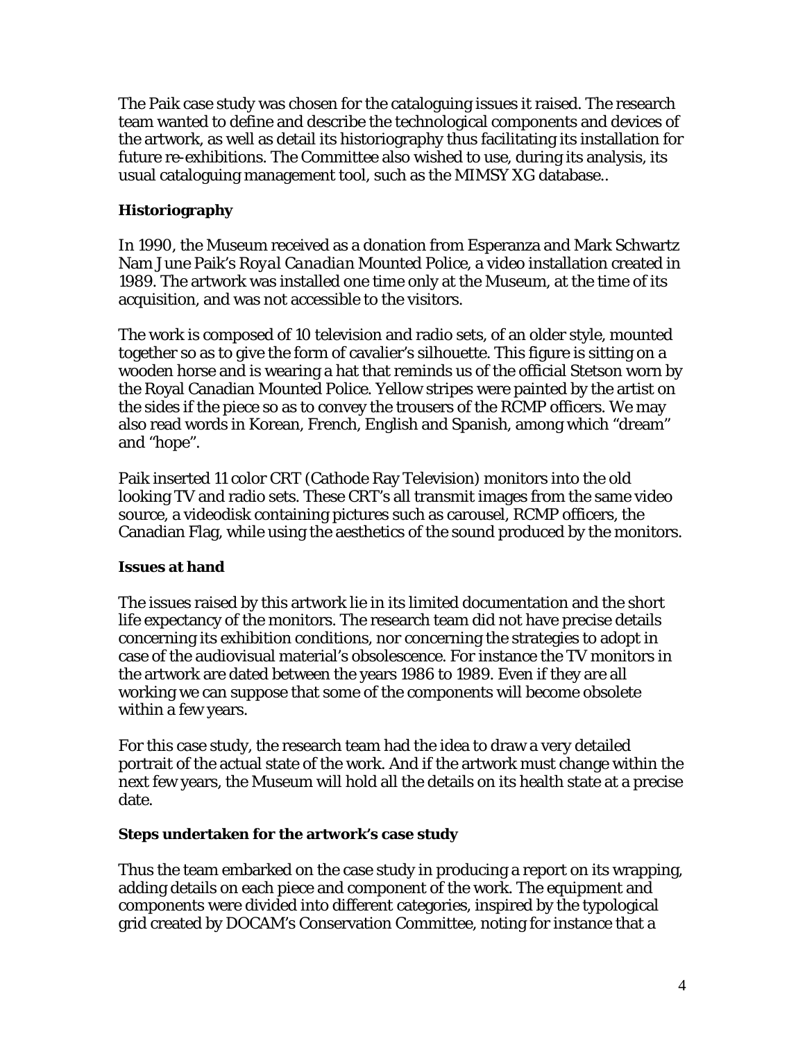The Paik case study was chosen for the cataloguing issues it raised. The research team wanted to define and describe the technological components and devices of the artwork, as well as detail its historiography thus facilitating its installation for future re-exhibitions. The Committee also wished to use, during its analysis, its usual cataloguing management tool, such as the MIMSY XG database..

**Historiography**

In 1990, the Museum received as a donation from Esperanza and Mark Schwartz Nam June Paik's *Royal Canadian* Mounted Police, a video installation created in 1989. The artwork was installed one time only at the Museum, at the time of its acquisition, and was not accessible to the visitors.

The work is composed of 10 television and radio sets, of an older style, mounted together so as to give the form of cavalier's silhouette. This figure is sitting on a wooden horse and is wearing a hat that reminds us of the official Stetson worn by the Royal Canadian Mounted Police. Yellow stripes were painted by the artist on the sides if the piece so as to convey the trousers of the RCMP officers. We may also read words in Korean, French, English and Spanish, among which "dream" and "hope".

Paik inserted 11 color CRT (Cathode Ray Television) monitors into the old looking TV and radio sets. These CRT's all transmit images from the same video source, a videodisk containing pictures such as carousel, RCMP officers, the Canadian Flag, while using the aesthetics of the sound produced by the monitors.

**Issues at hand**

The issues raised by this artwork lie in its limited documentation and the short life expectancy of the monitors. The research team did not have precise details concerning its exhibition conditions, nor concerning the strategies to adopt in case of the audiovisual material's obsolescence. For instance the TV monitors in the artwork are dated between the years 1986 to 1989. Even if they are all working we can suppose that some of the components will become obsolete within a few years.

For this case study, the research team had the idea to draw a very detailed portrait of the actual state of the work. And if the artwork must change within the next few years, the Museum will hold all the details on its health state at a precise date.

**Steps undertaken for the artwork's case study**

Thus the team embarked on the case study in producing a report on its wrapping, adding details on each piece and component of the work. The equipment and components were divided into different categories, inspired by the typological grid created by DOCAM's Conservation Committee, noting for instance that a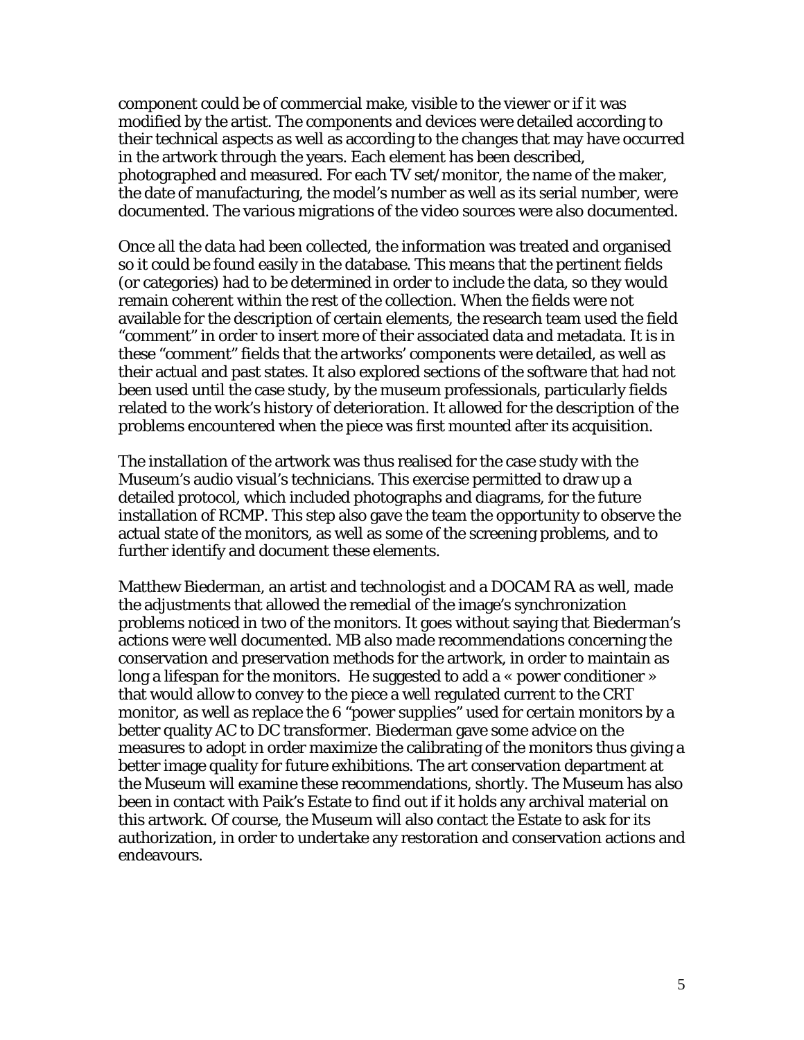component could be of commercial make, visible to the viewer or if it was modified by the artist. The components and devices were detailed according to their technical aspects as well as according to the changes that may have occurred in the artwork through the years. Each element has been described, photographed and measured. For each TV set/monitor, the name of the maker, the date of manufacturing, the model's number as well as its serial number, were documented. The various migrations of the video sources were also documented.

Once all the data had been collected, the information was treated and organised so it could be found easily in the database. This means that the pertinent fields (or categories) had to be determined in order to include the data, so they would remain coherent within the rest of the collection. When the fields were not available for the description of certain elements, the research team used the field "comment" in order to insert more of their associated data and metadata. It is in these "comment" fields that the artworks' components were detailed, as well as their actual and past states. It also explored sections of the software that had not been used until the case study, by the museum professionals, particularly fields related to the work's history of deterioration. It allowed for the description of the problems encountered when the piece was first mounted after its acquisition.

The installation of the artwork was thus realised for the case study with the Museum's audio visual's technicians. This exercise permitted to draw up a detailed protocol, which included photographs and diagrams, for the future installation of RCMP. This step also gave the team the opportunity to observe the actual state of the monitors, as well as some of the screening problems, and to further identify and document these elements.

Matthew Biederman, an artist and technologist and a DOCAM RA as well, made the adjustments that allowed the remedial of the image's synchronization problems noticed in two of the monitors. It goes without saying that Biederman's actions were well documented. MB also made recommendations concerning the conservation and preservation methods for the artwork, in order to maintain as long a lifespan for the monitors. He suggested to add a « power conditioner » that would allow to convey to the piece a well regulated current to the CRT monitor, as well as replace the 6 "power supplies" used for certain monitors by a better quality AC to DC transformer. Biederman gave some advice on the measures to adopt in order maximize the calibrating of the monitors thus giving a better image quality for future exhibitions. The art conservation department at the Museum will examine these recommendations, shortly. The Museum has also been in contact with Paik's Estate to find out if it holds any archival material on this artwork. Of course, the Museum will also contact the Estate to ask for its authorization, in order to undertake any restoration and conservation actions and endeavours.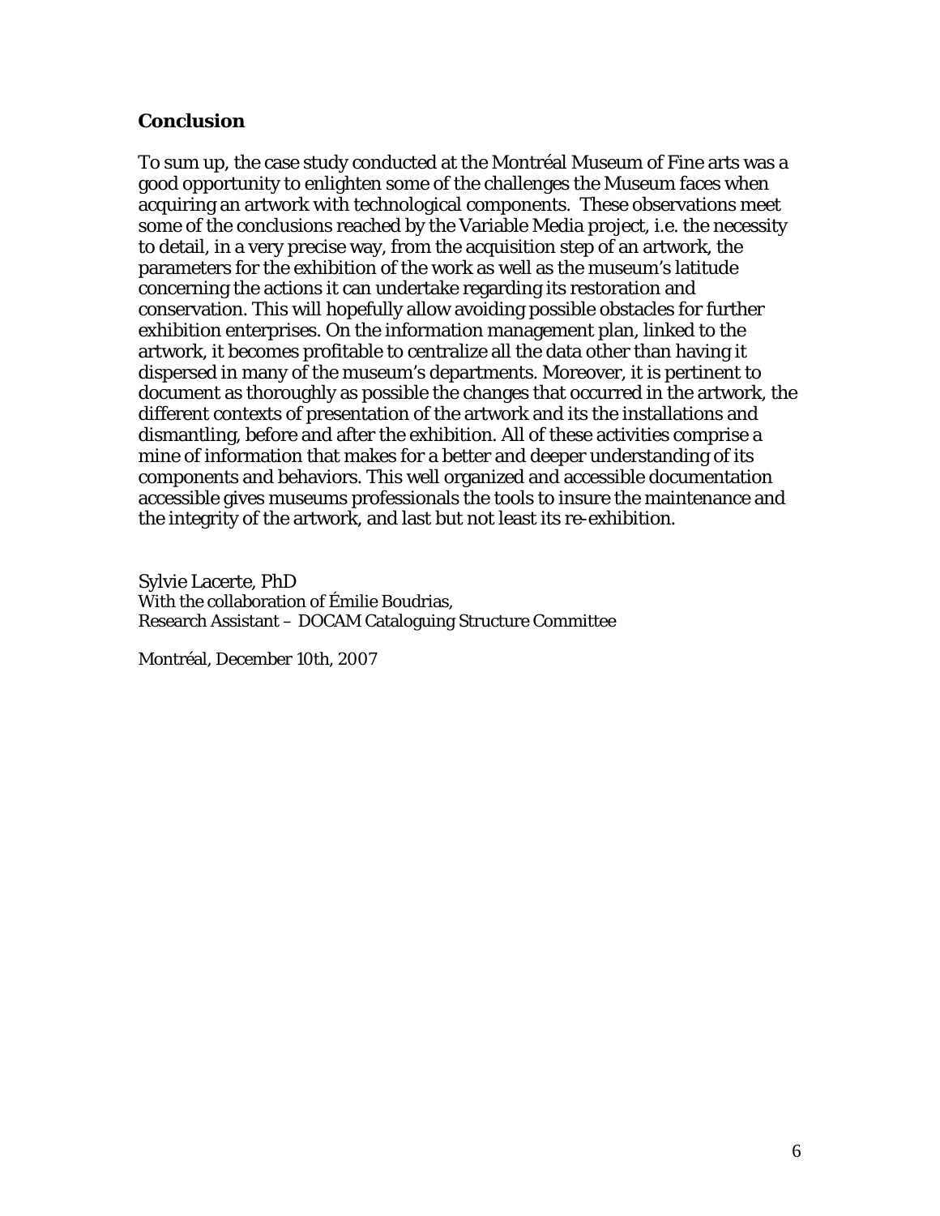## Conclusion

To sum up, the case study conducted at the Montréal Museum of Fine arts was a good opportunity to enlighten some of the challenges the Museum faces when acquiring an artwork with technological components. These observations meet some of the conclusions reached by the Variable Media project, i.e. the necessity to detail, in a very precise way, from the acquisition step of an artwork, the parameters for the exhibition of the work as well as the museum's latitude concerning the actions it can undertake regarding its restoration and conservation. This will hopefully allow avoiding possible obstacles for further exhibition enterprises. On the information management plan, linked to the artwork, it becomes profitable to centralize all the data other than having it dispersed in many of the museum's departments. Moreover, it is pertinent to document as thoroughly as possible the changes that occurred in the artwork, the different contexts of presentation of the artwork and its the installations and dismantling, before and after the exhibition. All of these activities comprise a mine of information that makes for a better and deeper understanding of its components and behaviors. This well organized and accessible documentation accessible gives museums professionals the tools to insure the maintenance and the integrity of the artwork, and last but not least its re-exhibition.

Sylvie Lacerte, PhD
With the collaboration of Émilie Boudrias,
Research Assistant – DOCAM Cataloguing Structure Committee

Montréal, December 10th, 2007